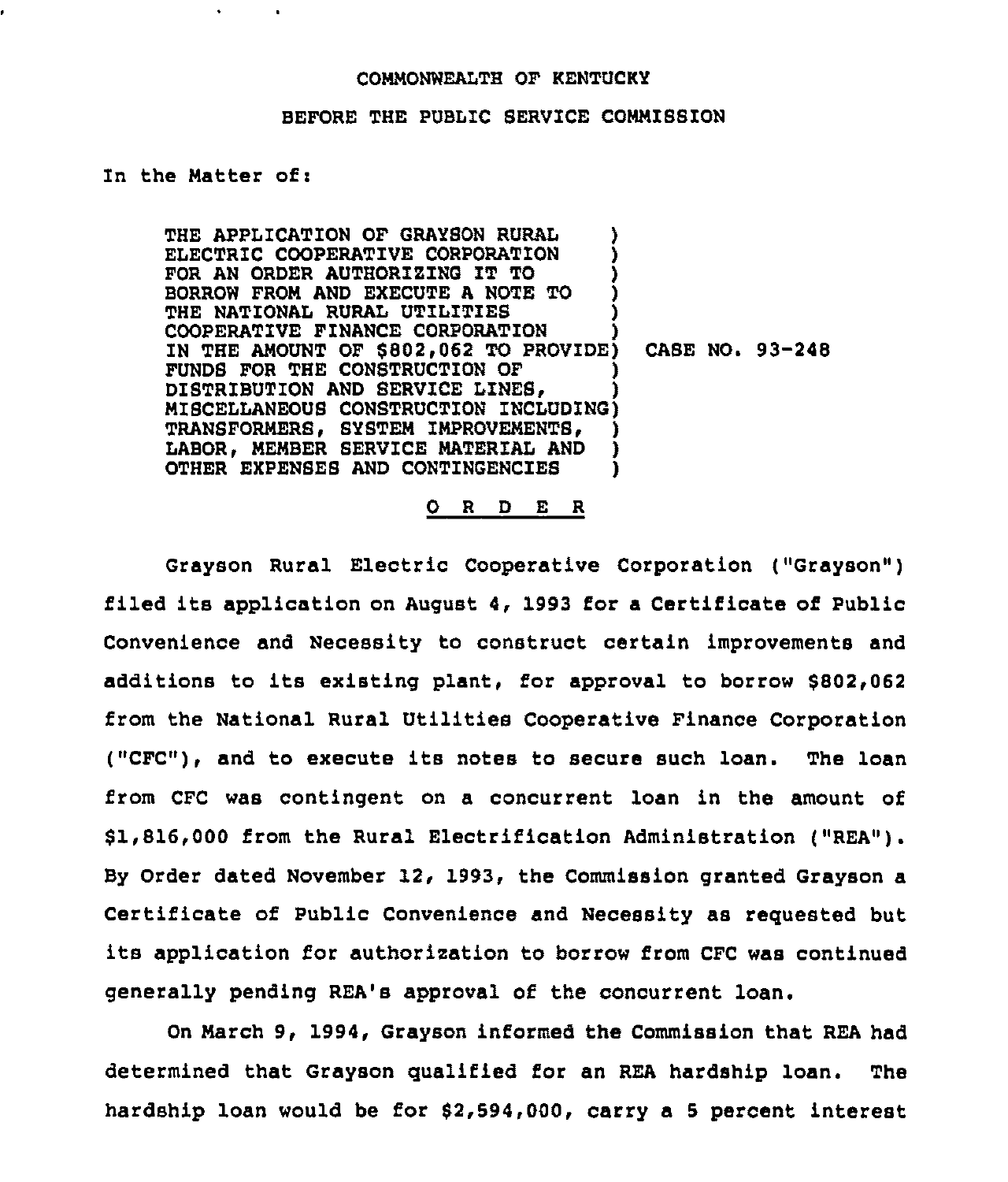COMMONWEALTH OF KENTUCKY

BEFORE THE PUBLIC SERVICE COMMISSION

In the Matter of:

THE APPLICATION OF GRAYSON RURAL ELECTRIC COOPERATIVE CORPORATION FOR AN ORDER AUTHORIZING IT TO BORROW FROM AND EXECUTE A NOTE TO THE NATIONAL RURAL UTILITIES COOPERATIVE FINANCE CORPORATION IN THE AMOUNT OF $802,062 TO PROVIDE FUNDS FOR THE CONSTRUCTION OF DISTRIBUTION AND SERVICE LINES, MISCELLANEOUS CONSTRUCTION INCLUDING TRANSFORMERS, SYSTEM IMPROVEMENTS, LABOR, MEMBER SERVICE MATERIAL AND OTHER EXPENSES AND CONTINGENCIES

CASE NO. 93-248

O R D E R

Grayson Rural Electric Cooperative Corporation ("Grayson") filed its application on August 4, 1993 for a Certificate of Public Convenience and Necessity to construct certain improvements and additions to its existing plant, for approval to borrow $802,062 from the National Rural Utilities Cooperative Finance Corporation ("CFC"), and to execute its notes to secure such loan. The loan from CFC was contingent on a concurrent loan in the amount of $1,816,000 from the Rural Electrification Administration ("REA"). By Order dated November 12, 1993, the Commission granted Grayson a Certificate of Public Convenience and Necessity as requested but its application for authorization to borrow from CFC was continued generally pending REA's approval of the concurrent loan.

On March 9, 1994, Grayson informed the Commission that REA had determined that Grayson qualified for an REA hardship loan. The hardship loan would be for $2,594,000, carry a 5 percent interest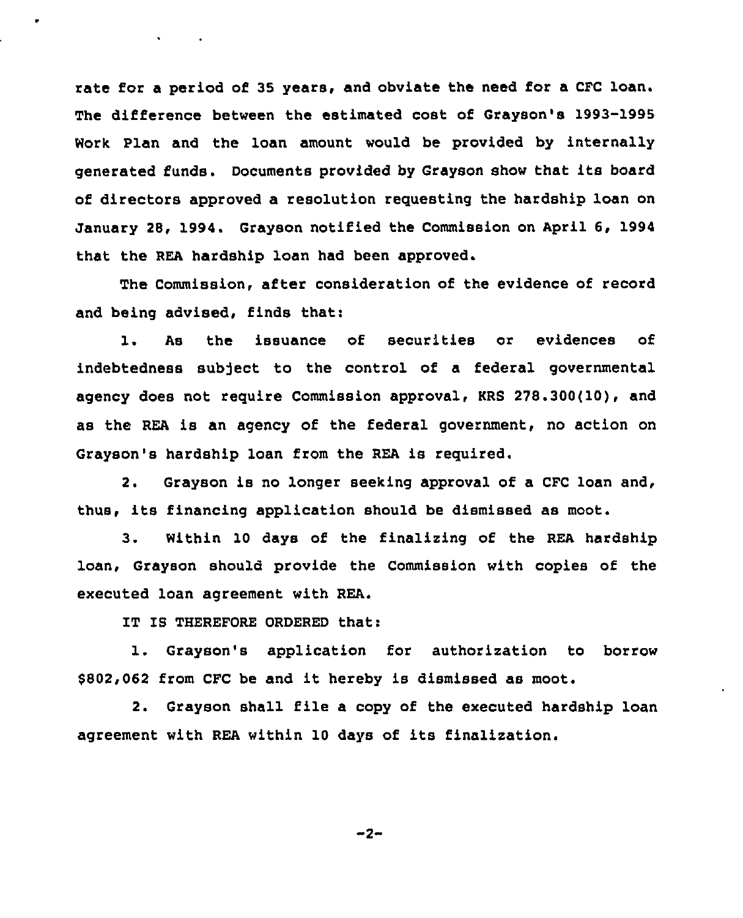rate for a period of 35 years, and obviate the need for a CFC loan. The difference between the estimated cost of Grayson's 1993-1995 Work Plan and the loan amount would be provided by internally generated funds. Documents provided by Grayson show that its board of directors approved a resolution requesting the hardship loan on January 28, 1994. Grayson notified the Commission on April 6, 1994 that the REA hardship loan had been approved.

The Commission, after consideration of the evidence of record and being advised, finds that:

1. As the issuance of securities or evidences of indebtedness subject to the control of a federal governmental agency does not require Commission approval, KRS 278.300(10), and as the REA is an agency of the federal government, no action on Grayson's hardship loan from the REA is required.

2. Grayson is no longer seeking approval of a CFC loan and, thus, its financing application should be dismissed as moot.

3. Within 10 days of the finalizing of the REA hardship loan, Grayson should provide the Commission with copies of the executed loan agreement with REA.

IT IS THEREFORE ORDERED that:

1. Grayson's application for authorization to borrow $802,062 from CFC be and it hereby is dismissed as moot.

2. Grayson shall file a copy of the executed hardship loan agreement with REA within 10 days of its finalization.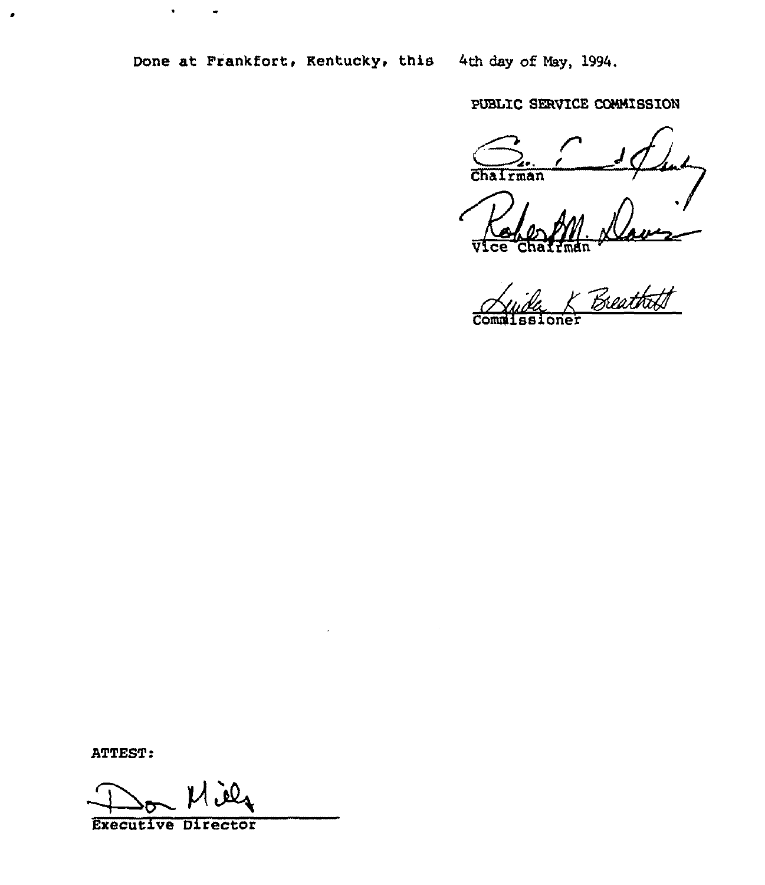Done at Frankfort, Kentucky, this 4th day of May, 1994.

PUBLIC SERVICE COMMISSION

Chairman

Vice Chairman

Commissioner

ATTEST:

Executive Director